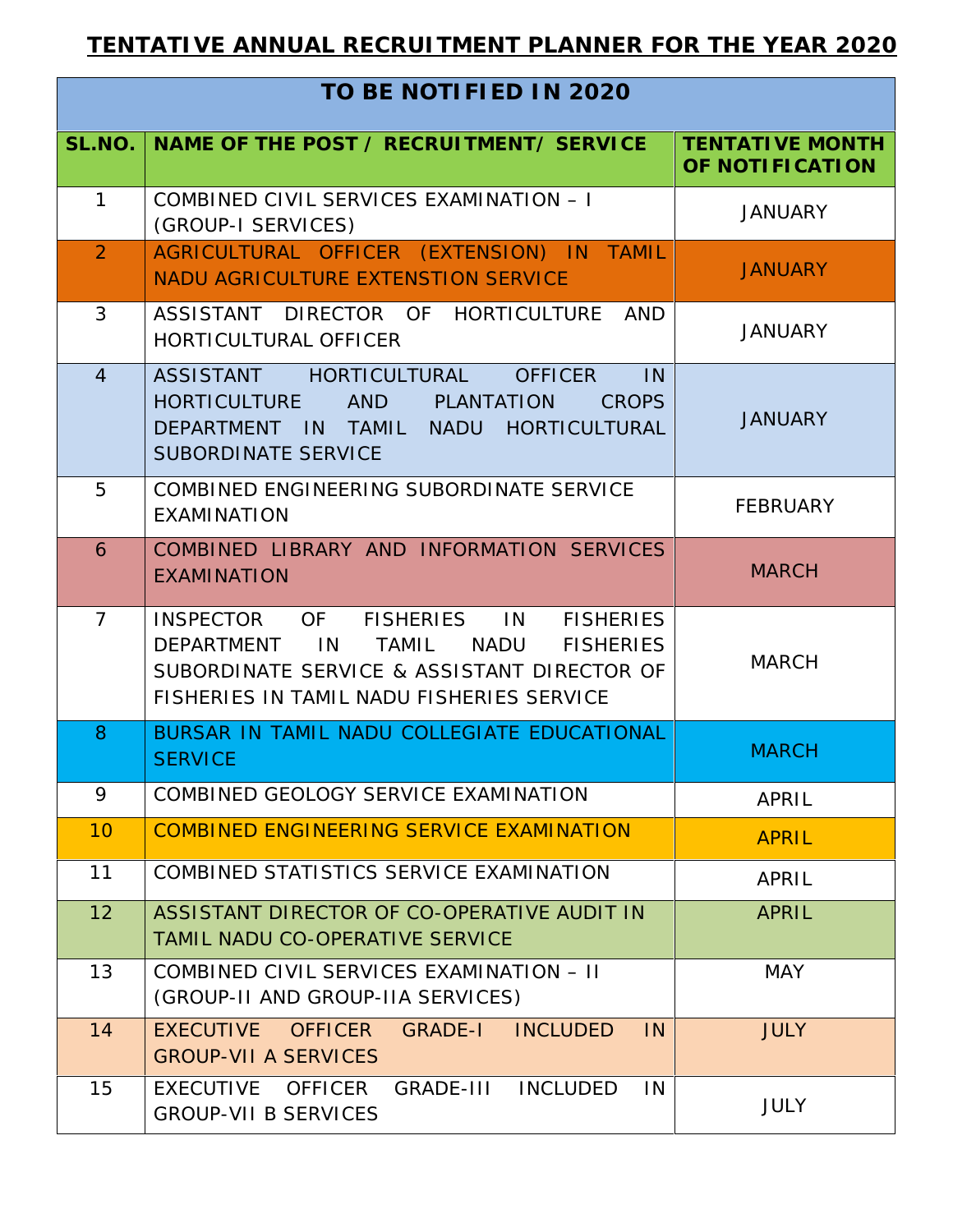# TENTATIVE ANNUAL RECRUITMENT PLANNER FOR THE YEAR 2020

| TO BE NOTIFIED IN 2020 | | |
|---|---|---|
| **SL.NO.** | **NAME OF THE POST / RECRUITMENT/ SERVICE** | **TENTATIVE MONTH OF NOTIFICATION** |
| 1 | COMBINED CIVIL SERVICES EXAMINATION – I (GROUP-I SERVICES) | JANUARY |
| 2 | AGRICULTURAL OFFICER (EXTENSION) IN TAMIL NADU AGRICULTURE EXTENSTION SERVICE | JANUARY |
| 3 | ASSISTANT DIRECTOR OF HORTICULTURE AND HORTICULTURAL OFFICER | JANUARY |
| 4 | ASSISTANT HORTICULTURAL OFFICER IN HORTICULTURE AND PLANTATION CROPS DEPARTMENT IN TAMIL NADU HORTICULTURAL SUBORDINATE SERVICE | JANUARY |
| 5 | COMBINED ENGINEERING SUBORDINATE SERVICE EXAMINATION | FEBRUARY |
| 6 | COMBINED LIBRARY AND INFORMATION SERVICES EXAMINATION | MARCH |
| 7 | INSPECTOR OF FISHERIES IN FISHERIES DEPARTMENT IN TAMIL NADU FISHERIES SUBORDINATE SERVICE & ASSISTANT DIRECTOR OF FISHERIES IN TAMIL NADU FISHERIES SERVICE | MARCH |
| 8 | BURSAR IN TAMIL NADU COLLEGIATE EDUCATIONAL SERVICE | MARCH |
| 9 | COMBINED GEOLOGY SERVICE EXAMINATION | APRIL |
| 10 | COMBINED ENGINEERING SERVICE EXAMINATION | APRIL |
| 11 | COMBINED STATISTICS SERVICE EXAMINATION | APRIL |
| 12 | ASSISTANT DIRECTOR OF CO-OPERATIVE AUDIT IN TAMIL NADU CO-OPERATIVE SERVICE | APRIL |
| 13 | COMBINED CIVIL SERVICES EXAMINATION – II (GROUP-II AND GROUP-IIA SERVICES) | MAY |
| 14 | EXECUTIVE OFFICER GRADE-I INCLUDED IN GROUP-VII A SERVICES | JULY |
| 15 | EXECUTIVE OFFICER GRADE-III INCLUDED IN GROUP-VII B SERVICES | JULY |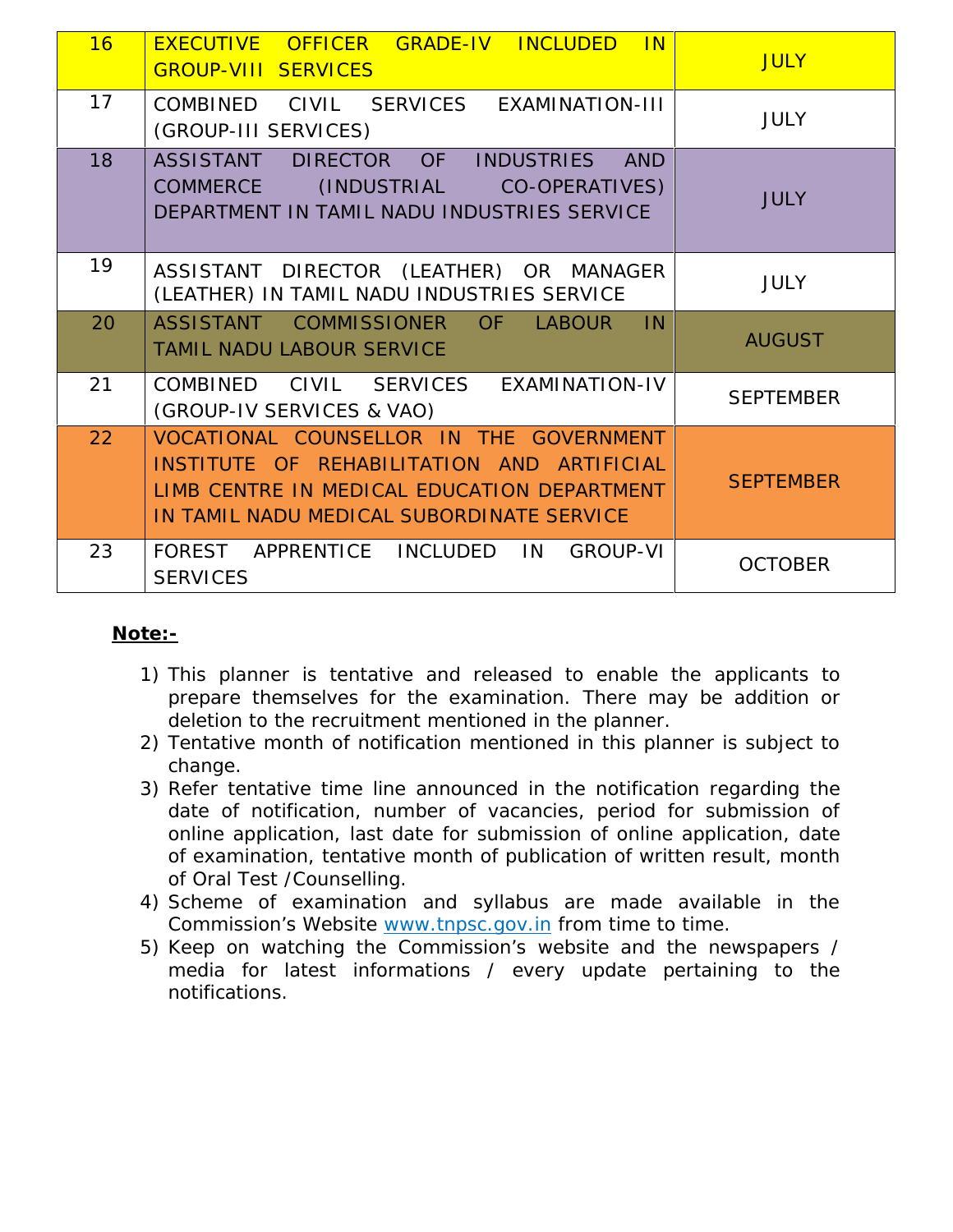| | | |
|---|---|---|
| 16 | EXECUTIVE OFFICER GRADE-IV INCLUDED IN GROUP-VIII SERVICES | JULY |
| 17 | COMBINED CIVIL SERVICES EXAMINATION-III (GROUP-III SERVICES) | JULY |
| 18 | ASSISTANT DIRECTOR OF INDUSTRIES AND COMMERCE (INDUSTRIAL CO-OPERATIVES) DEPARTMENT IN TAMIL NADU INDUSTRIES SERVICE | JULY |
| 19 | ASSISTANT DIRECTOR (LEATHER) OR MANAGER (LEATHER) IN TAMIL NADU INDUSTRIES SERVICE | JULY |
| 20 | ASSISTANT COMMISSIONER OF LABOUR IN TAMIL NADU LABOUR SERVICE | AUGUST |
| 21 | COMBINED CIVIL SERVICES EXAMINATION-IV (GROUP-IV SERVICES & VAO) | SEPTEMBER |
| 22 | VOCATIONAL COUNSELLOR IN THE GOVERNMENT INSTITUTE OF REHABILITATION AND ARTIFICIAL LIMB CENTRE IN MEDICAL EDUCATION DEPARTMENT IN TAMIL NADU MEDICAL SUBORDINATE SERVICE | SEPTEMBER |
| 23 | FOREST APPRENTICE INCLUDED IN GROUP-VI SERVICES | OCTOBER |

**Note:-**

1) This planner is tentative and released to enable the applicants to prepare themselves for the examination. There may be addition or deletion to the recruitment mentioned in the planner.
2) Tentative month of notification mentioned in this planner is subject to change.
3) Refer tentative time line announced in the notification regarding the date of notification, number of vacancies, period for submission of online application, last date for submission of online application, date of examination, tentative month of publication of written result, month of Oral Test /Counselling.
4) Scheme of examination and syllabus are made available in the Commission's Website www.tnpsc.gov.in from time to time.
5) Keep on watching the Commission's website and the newspapers / media for latest informations / every update pertaining to the notifications.